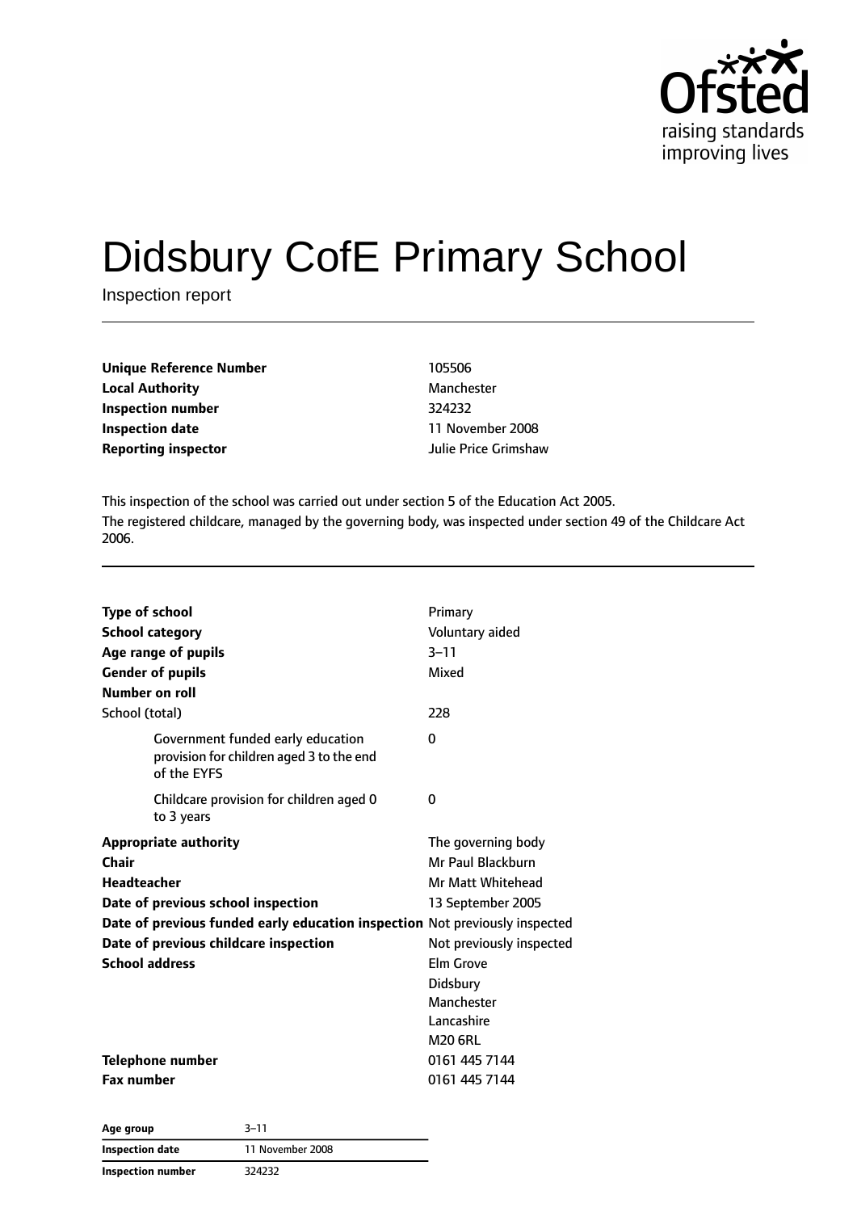# Didsbury CofE Primary School

Inspection report

| | |
|---|---|
| **Unique Reference Number** | 105506 |
| **Local Authority** | Manchester |
| **Inspection number** | 324232 |
| **Inspection date** | 11 November 2008 |
| **Reporting inspector** | Julie Price Grimshaw |

This inspection of the school was carried out under section 5 of the Education Act 2005.

The registered childcare, managed by the governing body, was inspected under section 49 of the Childcare Act 2006.

| | |
|---|---|
| **Type of school** | Primary |
| **School category** | Voluntary aided |
| **Age range of pupils** | 3–11 |
| **Gender of pupils** | Mixed |
| **Number on roll** | |
| School (total) | 228 |
| Government funded early education provision for children aged 3 to the end of the EYFS | 0 |
| Childcare provision for children aged 0 to 3 years | 0 |
| **Appropriate authority** | The governing body |
| **Chair** | Mr Paul Blackburn |
| **Headteacher** | Mr Matt Whitehead |
| **Date of previous school inspection** | 13 September 2005 |
| **Date of previous funded early education inspection** | Not previously inspected |
| **Date of previous childcare inspection** | Not previously inspected |
| **School address** | Elm Grove<br>Didsbury<br>Manchester<br>Lancashire<br>M20 6RL |
| **Telephone number** | 0161 445 7144 |
| **Fax number** | 0161 445 7144 |

| | |
|---|---|
| **Age group** | 3–11 |
| **Inspection date** | 11 November 2008 |
| **Inspection number** | 324232 |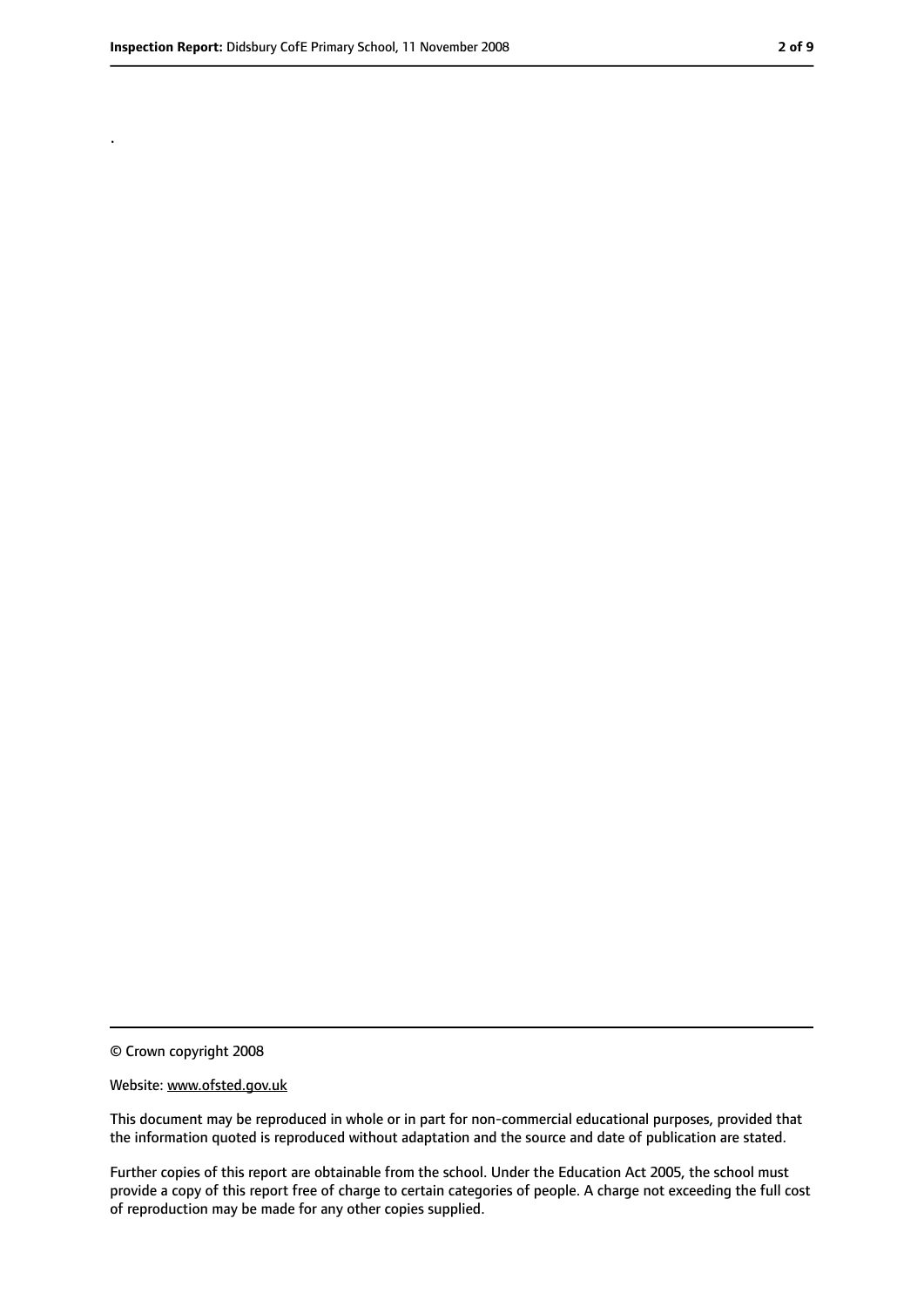.

© Crown copyright 2008

Website: www.ofsted.gov.uk

This document may be reproduced in whole or in part for non-commercial educational purposes, provided that the information quoted is reproduced without adaptation and the source and date of publication are stated.

Further copies of this report are obtainable from the school. Under the Education Act 2005, the school must provide a copy of this report free of charge to certain categories of people. A charge not exceeding the full cost of reproduction may be made for any other copies supplied.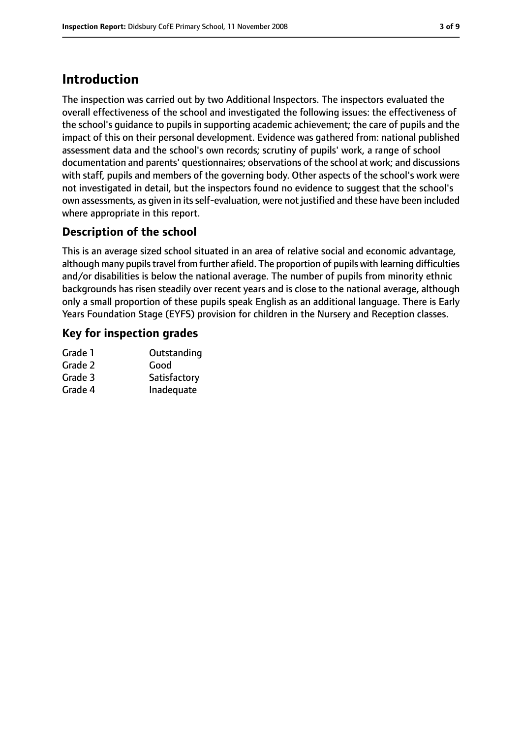# Introduction

The inspection was carried out by two Additional Inspectors. The inspectors evaluated the overall effectiveness of the school and investigated the following issues: the effectiveness of the school's guidance to pupils in supporting academic achievement; the care of pupils and the impact of this on their personal development. Evidence was gathered from: national published assessment data and the school's own records; scrutiny of pupils' work, a range of school documentation and parents' questionnaires; observations of the school at work; and discussions with staff, pupils and members of the governing body. Other aspects of the school's work were not investigated in detail, but the inspectors found no evidence to suggest that the school's own assessments, as given in its self-evaluation, were not justified and these have been included where appropriate in this report.

## Description of the school

This is an average sized school situated in an area of relative social and economic advantage, although many pupils travel from further afield. The proportion of pupils with learning difficulties and/or disabilities is below the national average. The number of pupils from minority ethnic backgrounds has risen steadily over recent years and is close to the national average, although only a small proportion of these pupils speak English as an additional language. There is Early Years Foundation Stage (EYFS) provision for children in the Nursery and Reception classes.

## Key for inspection grades

| | |
|---|---|
| Grade 1 | Outstanding |
| Grade 2 | Good |
| Grade 3 | Satisfactory |
| Grade 4 | Inadequate |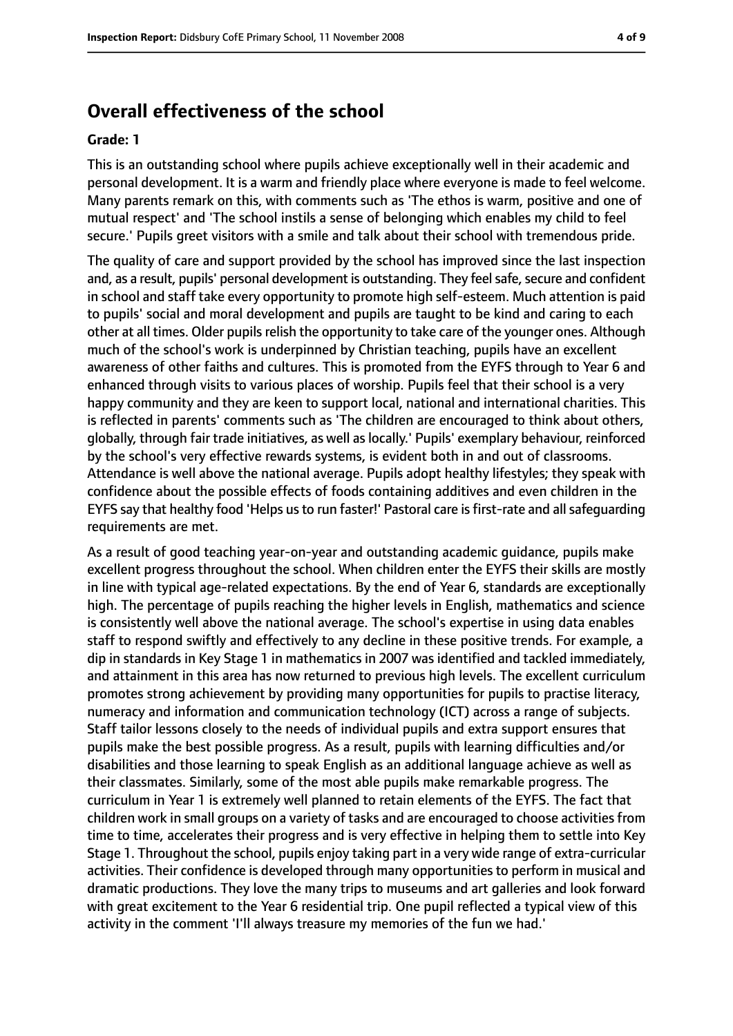## Overall effectiveness of the school

**Grade: 1**

This is an outstanding school where pupils achieve exceptionally well in their academic and personal development. It is a warm and friendly place where everyone is made to feel welcome. Many parents remark on this, with comments such as 'The ethos is warm, positive and one of mutual respect' and 'The school instils a sense of belonging which enables my child to feel secure.' Pupils greet visitors with a smile and talk about their school with tremendous pride.

The quality of care and support provided by the school has improved since the last inspection and, as a result, pupils' personal development is outstanding. They feel safe, secure and confident in school and staff take every opportunity to promote high self-esteem. Much attention is paid to pupils' social and moral development and pupils are taught to be kind and caring to each other at all times. Older pupils relish the opportunity to take care of the younger ones. Although much of the school's work is underpinned by Christian teaching, pupils have an excellent awareness of other faiths and cultures. This is promoted from the EYFS through to Year 6 and enhanced through visits to various places of worship. Pupils feel that their school is a very happy community and they are keen to support local, national and international charities. This is reflected in parents' comments such as 'The children are encouraged to think about others, globally, through fair trade initiatives, as well as locally.' Pupils' exemplary behaviour, reinforced by the school's very effective rewards systems, is evident both in and out of classrooms. Attendance is well above the national average. Pupils adopt healthy lifestyles; they speak with confidence about the possible effects of foods containing additives and even children in the EYFS say that healthy food 'Helps us to run faster!' Pastoral care is first-rate and all safeguarding requirements are met.

As a result of good teaching year-on-year and outstanding academic guidance, pupils make excellent progress throughout the school. When children enter the EYFS their skills are mostly in line with typical age-related expectations. By the end of Year 6, standards are exceptionally high. The percentage of pupils reaching the higher levels in English, mathematics and science is consistently well above the national average. The school's expertise in using data enables staff to respond swiftly and effectively to any decline in these positive trends. For example, a dip in standards in Key Stage 1 in mathematics in 2007 was identified and tackled immediately, and attainment in this area has now returned to previous high levels. The excellent curriculum promotes strong achievement by providing many opportunities for pupils to practise literacy, numeracy and information and communication technology (ICT) across a range of subjects. Staff tailor lessons closely to the needs of individual pupils and extra support ensures that pupils make the best possible progress. As a result, pupils with learning difficulties and/or disabilities and those learning to speak English as an additional language achieve as well as their classmates. Similarly, some of the most able pupils make remarkable progress. The curriculum in Year 1 is extremely well planned to retain elements of the EYFS. The fact that children work in small groups on a variety of tasks and are encouraged to choose activities from time to time, accelerates their progress and is very effective in helping them to settle into Key Stage 1. Throughout the school, pupils enjoy taking part in a very wide range of extra-curricular activities. Their confidence is developed through many opportunities to perform in musical and dramatic productions. They love the many trips to museums and art galleries and look forward with great excitement to the Year 6 residential trip. One pupil reflected a typical view of this activity in the comment 'I'll always treasure my memories of the fun we had.'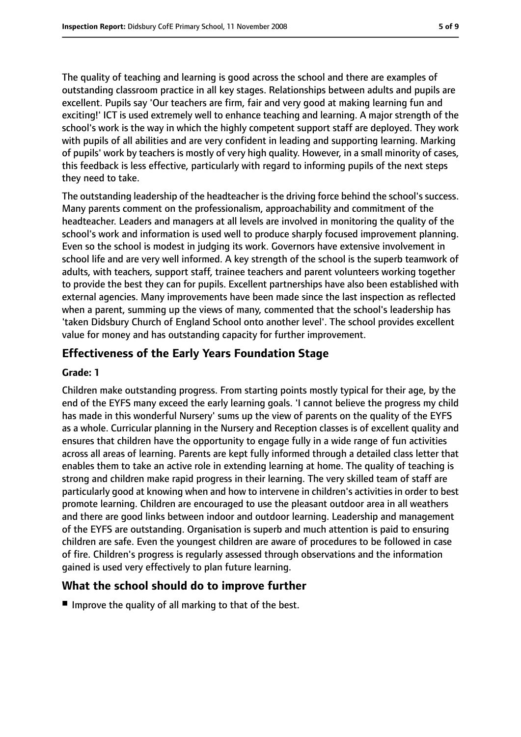The quality of teaching and learning is good across the school and there are examples of outstanding classroom practice in all key stages. Relationships between adults and pupils are excellent. Pupils say 'Our teachers are firm, fair and very good at making learning fun and exciting!' ICT is used extremely well to enhance teaching and learning. A major strength of the school's work is the way in which the highly competent support staff are deployed. They work with pupils of all abilities and are very confident in leading and supporting learning. Marking of pupils' work by teachers is mostly of very high quality. However, in a small minority of cases, this feedback is less effective, particularly with regard to informing pupils of the next steps they need to take.

The outstanding leadership of the headteacher is the driving force behind the school's success. Many parents comment on the professionalism, approachability and commitment of the headteacher. Leaders and managers at all levels are involved in monitoring the quality of the school's work and information is used well to produce sharply focused improvement planning. Even so the school is modest in judging its work. Governors have extensive involvement in school life and are very well informed. A key strength of the school is the superb teamwork of adults, with teachers, support staff, trainee teachers and parent volunteers working together to provide the best they can for pupils. Excellent partnerships have also been established with external agencies. Many improvements have been made since the last inspection as reflected when a parent, summing up the views of many, commented that the school's leadership has 'taken Didsbury Church of England School onto another level'. The school provides excellent value for money and has outstanding capacity for further improvement.

## Effectiveness of the Early Years Foundation Stage

**Grade: 1**

Children make outstanding progress. From starting points mostly typical for their age, by the end of the EYFS many exceed the early learning goals. 'I cannot believe the progress my child has made in this wonderful Nursery' sums up the view of parents on the quality of the EYFS as a whole. Curricular planning in the Nursery and Reception classes is of excellent quality and ensures that children have the opportunity to engage fully in a wide range of fun activities across all areas of learning. Parents are kept fully informed through a detailed class letter that enables them to take an active role in extending learning at home. The quality of teaching is strong and children make rapid progress in their learning. The very skilled team of staff are particularly good at knowing when and how to intervene in children's activities in order to best promote learning. Children are encouraged to use the pleasant outdoor area in all weathers and there are good links between indoor and outdoor learning. Leadership and management of the EYFS are outstanding. Organisation is superb and much attention is paid to ensuring children are safe. Even the youngest children are aware of procedures to be followed in case of fire. Children's progress is regularly assessed through observations and the information gained is used very effectively to plan future learning.

## What the school should do to improve further

- Improve the quality of all marking to that of the best.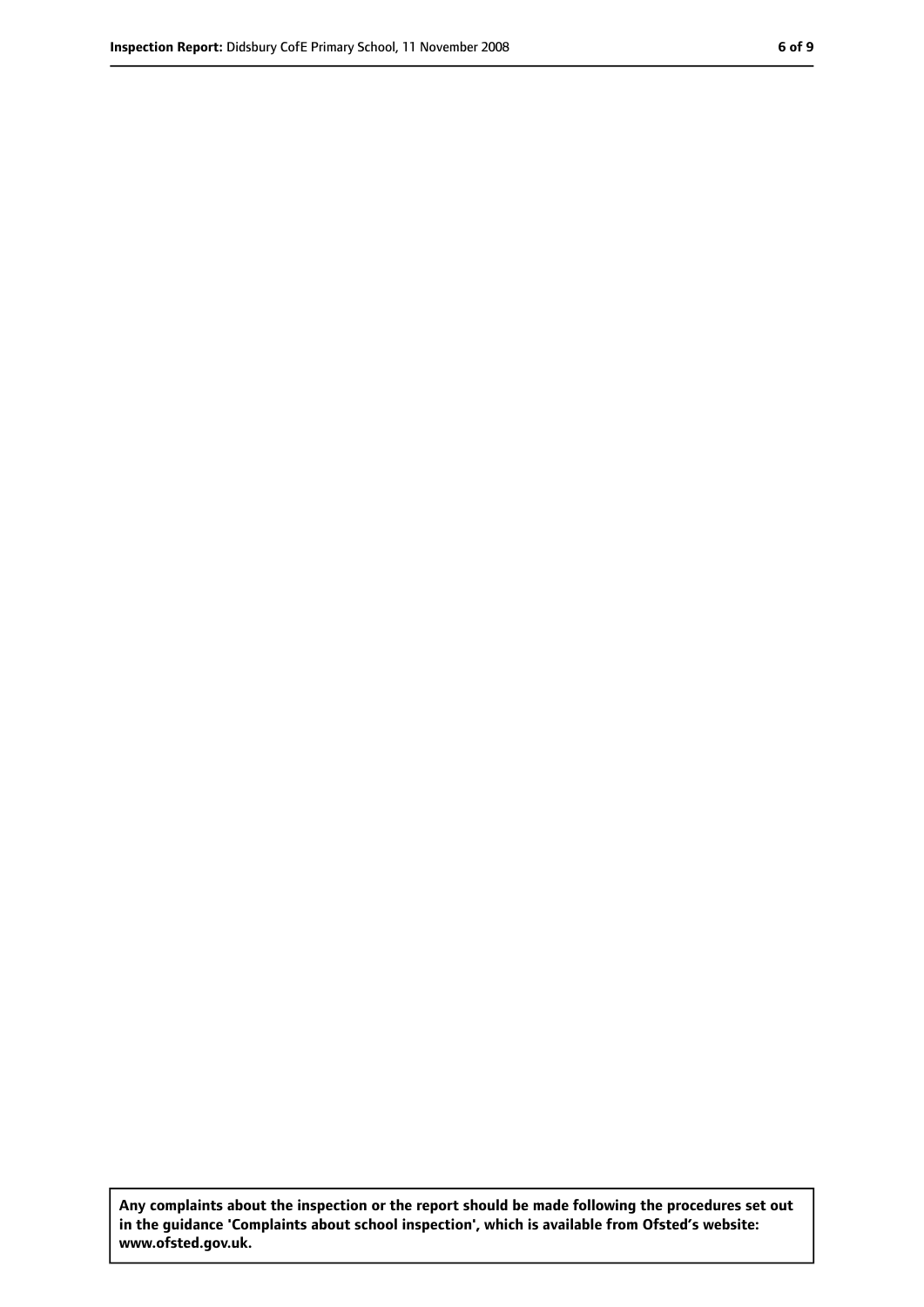**Any complaints about the inspection or the report should be made following the procedures set out in the guidance 'Complaints about school inspection', which is available from Ofsted's website: www.ofsted.gov.uk.**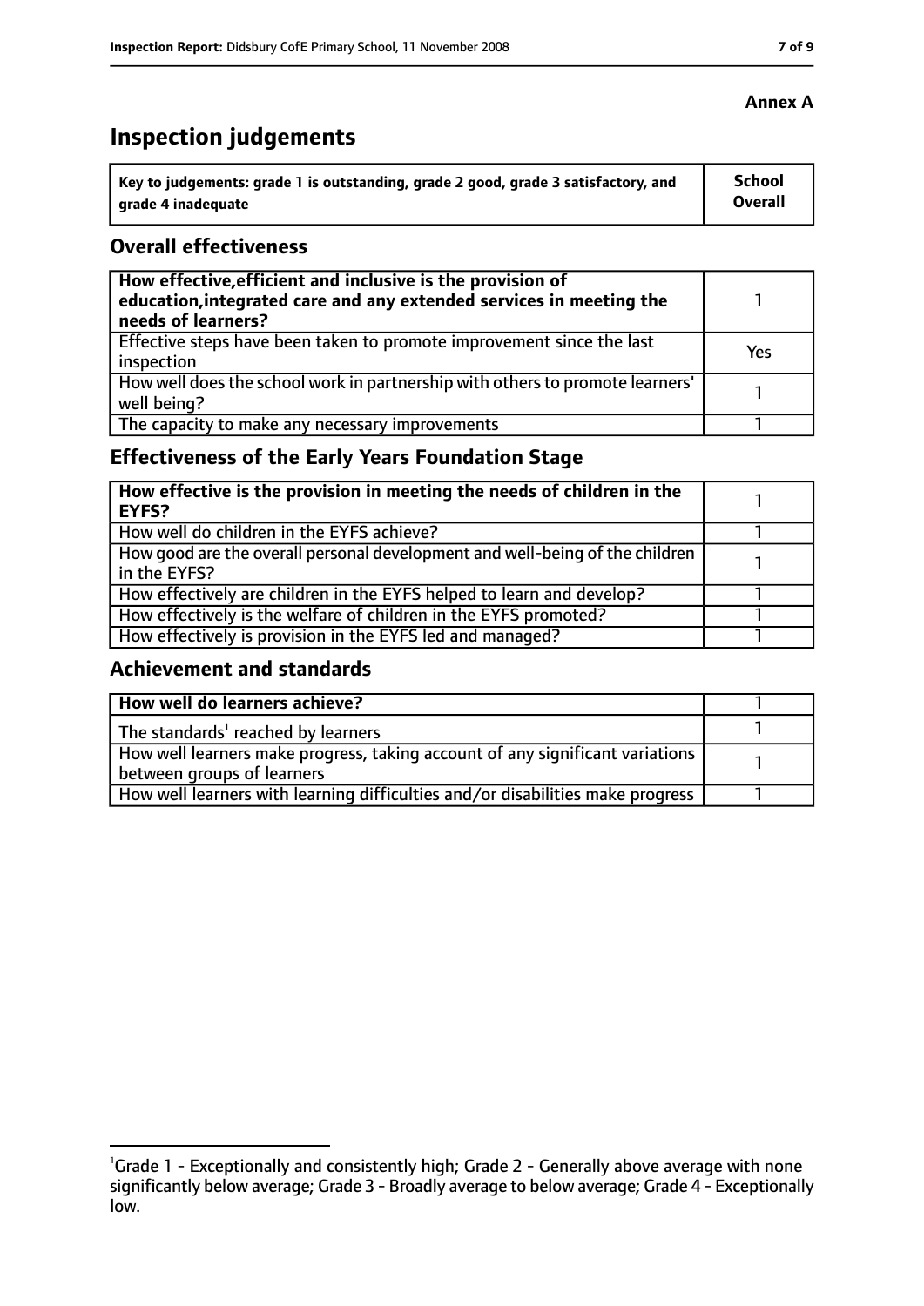**Annex A**

# Inspection judgements

| Key to judgements: grade 1 is outstanding, grade 2 good, grade 3 satisfactory, and grade 4 inadequate | School Overall |
|---|---|

## Overall effectiveness

| | |
|---|---|
| **How effective, efficient and inclusive is the provision of education, integrated care and any extended services in meeting the needs of learners?** | 1 |
| Effective steps have been taken to promote improvement since the last inspection | Yes |
| How well does the school work in partnership with others to promote learners' well being? | 1 |
| The capacity to make any necessary improvements | 1 |

## Effectiveness of the Early Years Foundation Stage

| | |
|---|---|
| **How effective is the provision in meeting the needs of children in the EYFS?** | 1 |
| How well do children in the EYFS achieve? | 1 |
| How good are the overall personal development and well-being of the children in the EYFS? | 1 |
| How effectively are children in the EYFS helped to learn and develop? | 1 |
| How effectively is the welfare of children in the EYFS promoted? | 1 |
| How effectively is provision in the EYFS led and managed? | 1 |

## Achievement and standards

| | |
|---|---|
| **How well do learners achieve?** | 1 |
| The standards[1] reached by learners | 1 |
| How well learners make progress, taking account of any significant variations between groups of learners | 1 |
| How well learners with learning difficulties and/or disabilities make progress | 1 |

[1]Grade 1 - Exceptionally and consistently high; Grade 2 - Generally above average with none significantly below average; Grade 3 - Broadly average to below average; Grade 4 - Exceptionally low.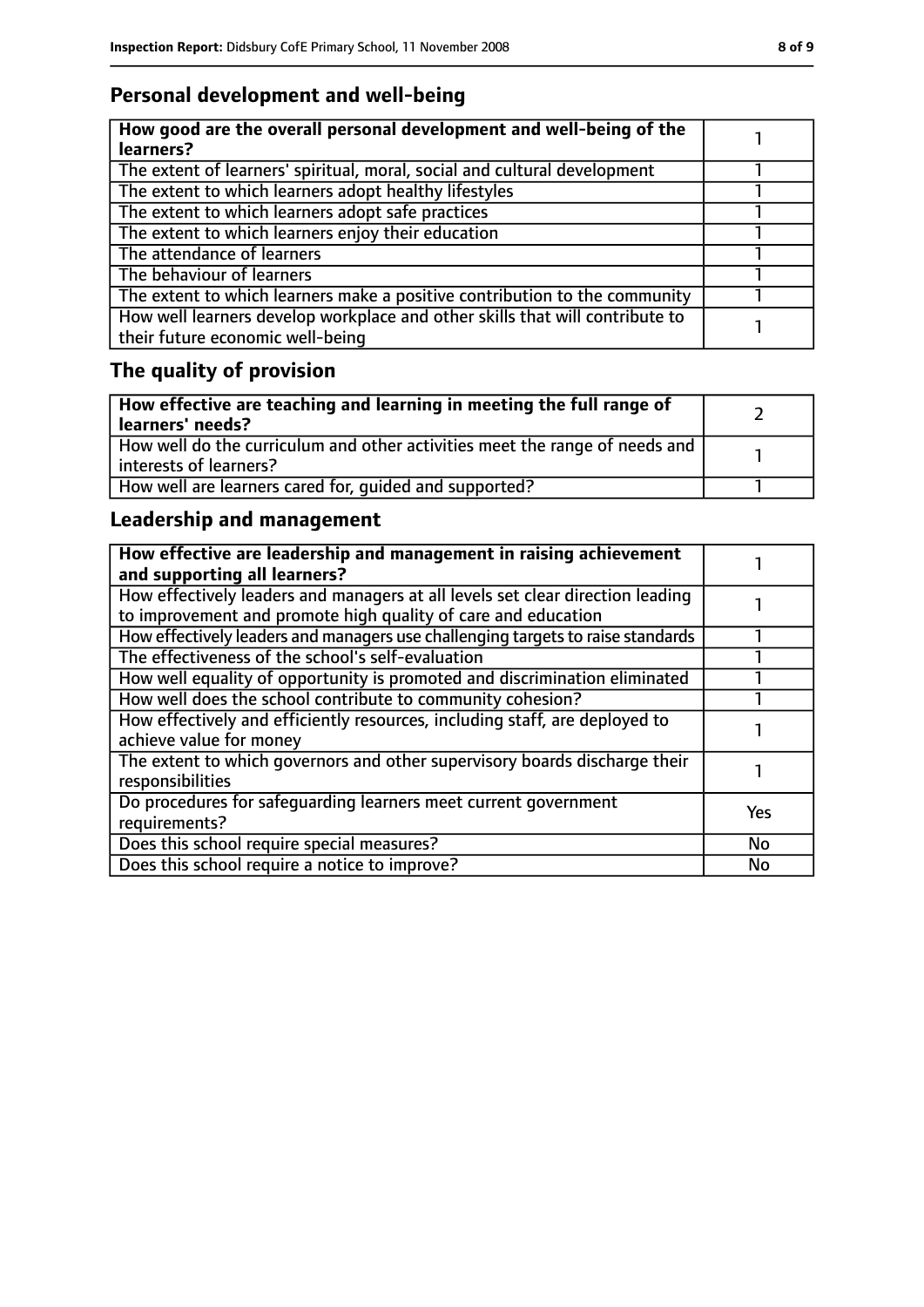## Personal development and well-being

| **How good are the overall personal development and well-being of the learners?** | 1 |
|---|---|
| The extent of learners' spiritual, moral, social and cultural development | 1 |
| The extent to which learners adopt healthy lifestyles | 1 |
| The extent to which learners adopt safe practices | 1 |
| The extent to which learners enjoy their education | 1 |
| The attendance of learners | 1 |
| The behaviour of learners | 1 |
| The extent to which learners make a positive contribution to the community | 1 |
| How well learners develop workplace and other skills that will contribute to their future economic well-being | 1 |

## The quality of provision

| **How effective are teaching and learning in meeting the full range of learners' needs?** | 2 |
|---|---|
| How well do the curriculum and other activities meet the range of needs and interests of learners? | 1 |
| How well are learners cared for, guided and supported? | 1 |

## Leadership and management

| **How effective are leadership and management in raising achievement and supporting all learners?** | 1 |
|---|---|
| How effectively leaders and managers at all levels set clear direction leading to improvement and promote high quality of care and education | 1 |
| How effectively leaders and managers use challenging targets to raise standards | 1 |
| The effectiveness of the school's self-evaluation | 1 |
| How well equality of opportunity is promoted and discrimination eliminated | 1 |
| How well does the school contribute to community cohesion? | 1 |
| How effectively and efficiently resources, including staff, are deployed to achieve value for money | 1 |
| The extent to which governors and other supervisory boards discharge their responsibilities | 1 |
| Do procedures for safeguarding learners meet current government requirements? | Yes |
| Does this school require special measures? | No |
| Does this school require a notice to improve? | No |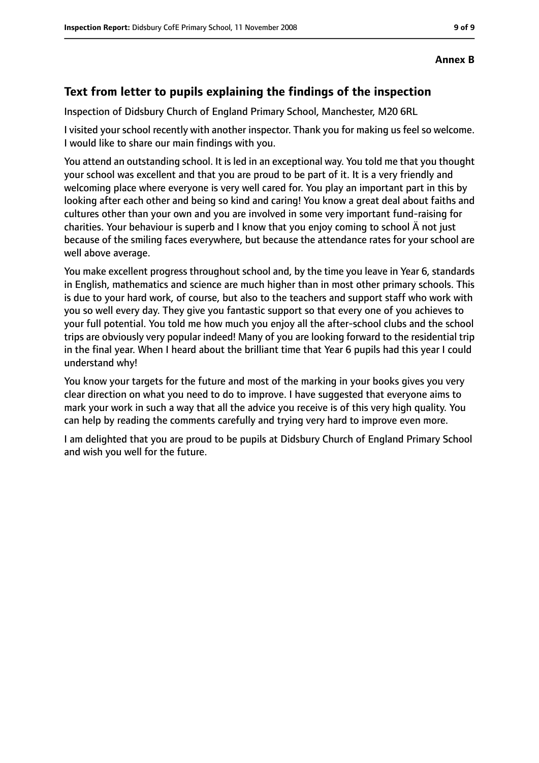**Annex B**

## Text from letter to pupils explaining the findings of the inspection

Inspection of Didsbury Church of England Primary School, Manchester, M20 6RL

I visited your school recently with another inspector. Thank you for making us feel so welcome. I would like to share our main findings with you.

You attend an outstanding school. It is led in an exceptional way. You told me that you thought your school was excellent and that you are proud to be part of it. It is a very friendly and welcoming place where everyone is very well cared for. You play an important part in this by looking after each other and being so kind and caring! You know a great deal about faiths and cultures other than your own and you are involved in some very important fund-raising for charities. Your behaviour is superb and I know that you enjoy coming to school Ä not just because of the smiling faces everywhere, but because the attendance rates for your school are well above average.

You make excellent progress throughout school and, by the time you leave in Year 6, standards in English, mathematics and science are much higher than in most other primary schools. This is due to your hard work, of course, but also to the teachers and support staff who work with you so well every day. They give you fantastic support so that every one of you achieves to your full potential. You told me how much you enjoy all the after-school clubs and the school trips are obviously very popular indeed! Many of you are looking forward to the residential trip in the final year. When I heard about the brilliant time that Year 6 pupils had this year I could understand why!

You know your targets for the future and most of the marking in your books gives you very clear direction on what you need to do to improve. I have suggested that everyone aims to mark your work in such a way that all the advice you receive is of this very high quality. You can help by reading the comments carefully and trying very hard to improve even more.

I am delighted that you are proud to be pupils at Didsbury Church of England Primary School and wish you well for the future.